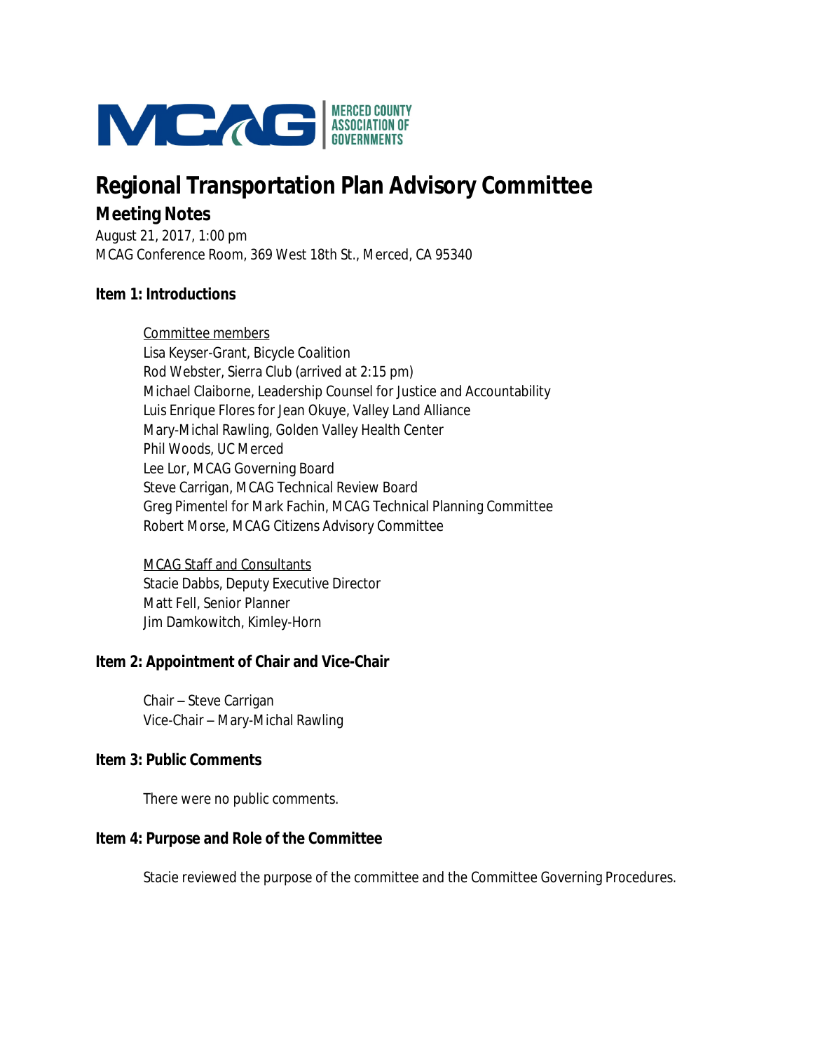MCAG | MERCED COUNTY ASSOCIATION OF GOVERNMENTS

# Regional Transportation Plan Advisory Committee

## Meeting Notes

August 21, 2017, 1:00 pm
MCAG Conference Room, 369 West 18th St., Merced, CA 95340

### Item 1: Introductions

Committee members
Lisa Keyser-Grant, Bicycle Coalition
Rod Webster, Sierra Club (arrived at 2:15 pm)
Michael Claiborne, Leadership Counsel for Justice and Accountability
Luis Enrique Flores for Jean Okuye, Valley Land Alliance
Mary-Michal Rawling, Golden Valley Health Center
Phil Woods, UC Merced
Lee Lor, MCAG Governing Board
Steve Carrigan, MCAG Technical Review Board
Greg Pimentel for Mark Fachin, MCAG Technical Planning Committee
Robert Morse, MCAG Citizens Advisory Committee

MCAG Staff and Consultants
Stacie Dabbs, Deputy Executive Director
Matt Fell, Senior Planner
Jim Damkowitch, Kimley-Horn

### Item 2: Appointment of Chair and Vice-Chair

Chair – Steve Carrigan
Vice-Chair – Mary-Michal Rawling

### Item 3: Public Comments

There were no public comments.

### Item 4: Purpose and Role of the Committee

Stacie reviewed the purpose of the committee and the Committee Governing Procedures.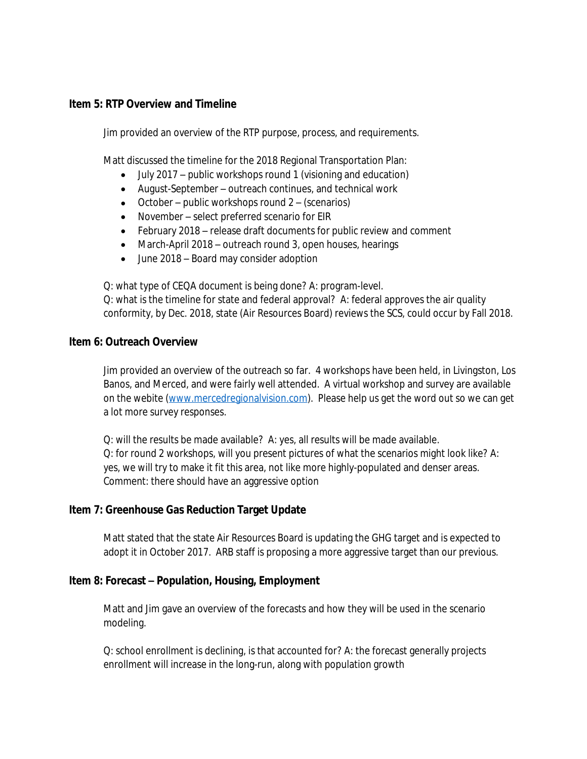**Item 5: RTP Overview and Timeline**

Jim provided an overview of the RTP purpose, process, and requirements.

Matt discussed the timeline for the 2018 Regional Transportation Plan:

- July 2017 – public workshops round 1 (visioning and education)
- August-September – outreach continues, and technical work
- October – public workshops round 2 – (scenarios)
- November – select preferred scenario for EIR
- February 2018 – release draft documents for public review and comment
- March-April 2018 – outreach round 3, open houses, hearings
- June 2018 – Board may consider adoption

Q: what type of CEQA document is being done? A: program-level.
Q: what is the timeline for state and federal approval? A: federal approves the air quality conformity, by Dec. 2018, state (Air Resources Board) reviews the SCS, could occur by Fall 2018.

**Item 6: Outreach Overview**

Jim provided an overview of the outreach so far. 4 workshops have been held, in Livingston, Los Banos, and Merced, and were fairly well attended. A virtual workshop and survey are available on the webite (www.mercedregionalvision.com). Please help us get the word out so we can get a lot more survey responses.

Q: will the results be made available? A: yes, all results will be made available.
Q: for round 2 workshops, will you present pictures of what the scenarios might look like? A: yes, we will try to make it fit this area, not like more highly-populated and denser areas.
Comment: there should have an aggressive option

**Item 7: Greenhouse Gas Reduction Target Update**

Matt stated that the state Air Resources Board is updating the GHG target and is expected to adopt it in October 2017. ARB staff is proposing a more aggressive target than our previous.

**Item 8: Forecast – Population, Housing, Employment**

Matt and Jim gave an overview of the forecasts and how they will be used in the scenario modeling.

Q: school enrollment is declining, is that accounted for? A: the forecast generally projects enrollment will increase in the long-run, along with population growth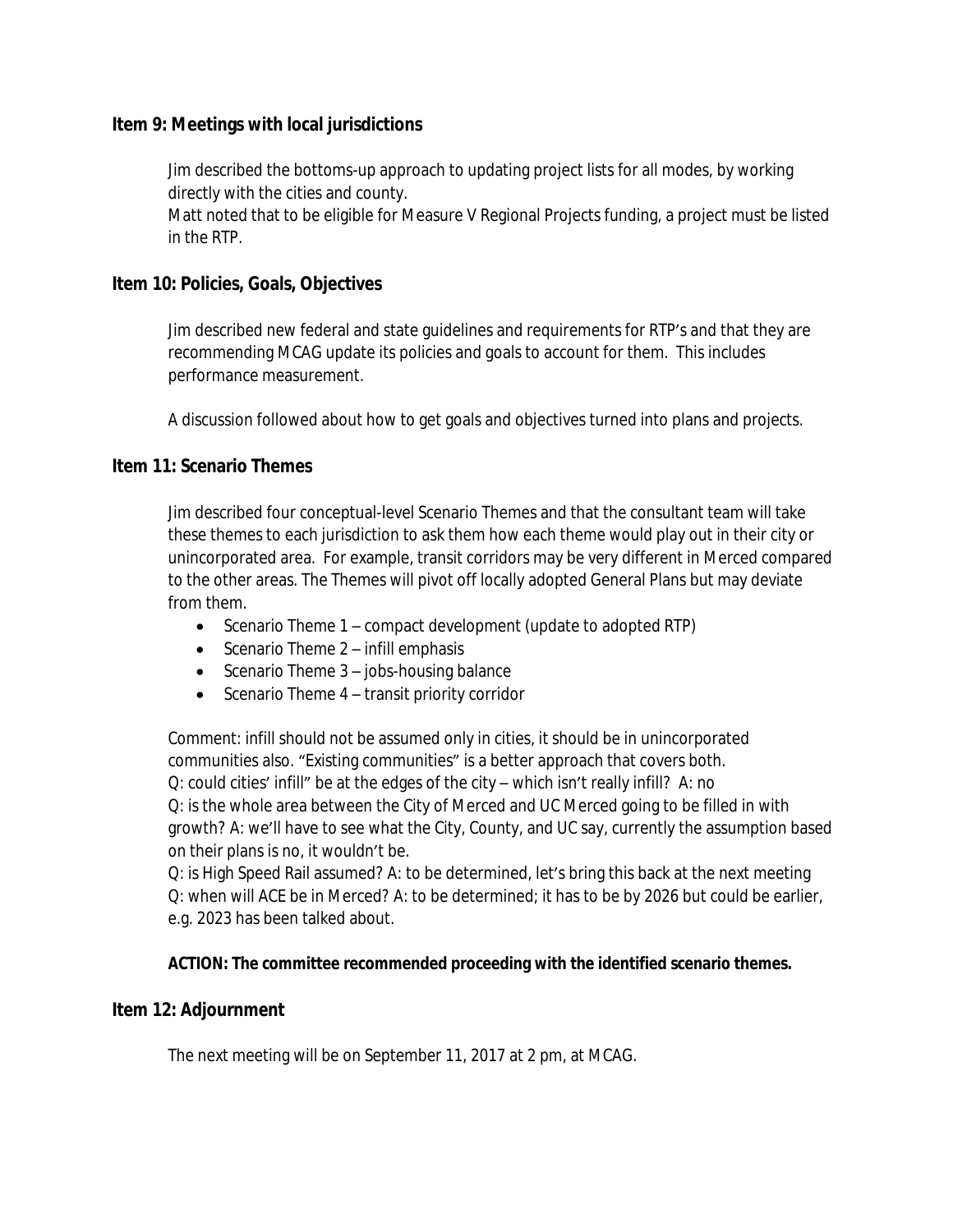## Item 9: Meetings with local jurisdictions

Jim described the bottoms-up approach to updating project lists for all modes, by working directly with the cities and county.
Matt noted that to be eligible for Measure V Regional Projects funding, a project must be listed in the RTP.

## Item 10: Policies, Goals, Objectives

Jim described new federal and state guidelines and requirements for RTP's and that they are recommending MCAG update its policies and goals to account for them. This includes performance measurement.

A discussion followed about how to get goals and objectives turned into plans and projects.

## Item 11: Scenario Themes

Jim described four conceptual-level Scenario Themes and that the consultant team will take these themes to each jurisdiction to ask them how each theme would play out in their city or unincorporated area. For example, transit corridors may be very different in Merced compared to the other areas. The Themes will pivot off locally adopted General Plans but may deviate from them.

- Scenario Theme 1 – compact development (update to adopted RTP)
- Scenario Theme 2 – infill emphasis
- Scenario Theme 3 – jobs-housing balance
- Scenario Theme 4 – transit priority corridor

Comment: infill should not be assumed only in cities, it should be in unincorporated communities also. "Existing communities" is a better approach that covers both.
Q: could cities' infill" be at the edges of the city – which isn't really infill? A: no
Q: is the whole area between the City of Merced and UC Merced going to be filled in with growth? A: we'll have to see what the City, County, and UC say, currently the assumption based on their plans is no, it wouldn't be.
Q: is High Speed Rail assumed? A: to be determined, let's bring this back at the next meeting
Q: when will ACE be in Merced? A: to be determined; it has to be by 2026 but could be earlier, e.g. 2023 has been talked about.

**ACTION: The committee recommended proceeding with the identified scenario themes.**

## Item 12: Adjournment

The next meeting will be on September 11, 2017 at 2 pm, at MCAG.